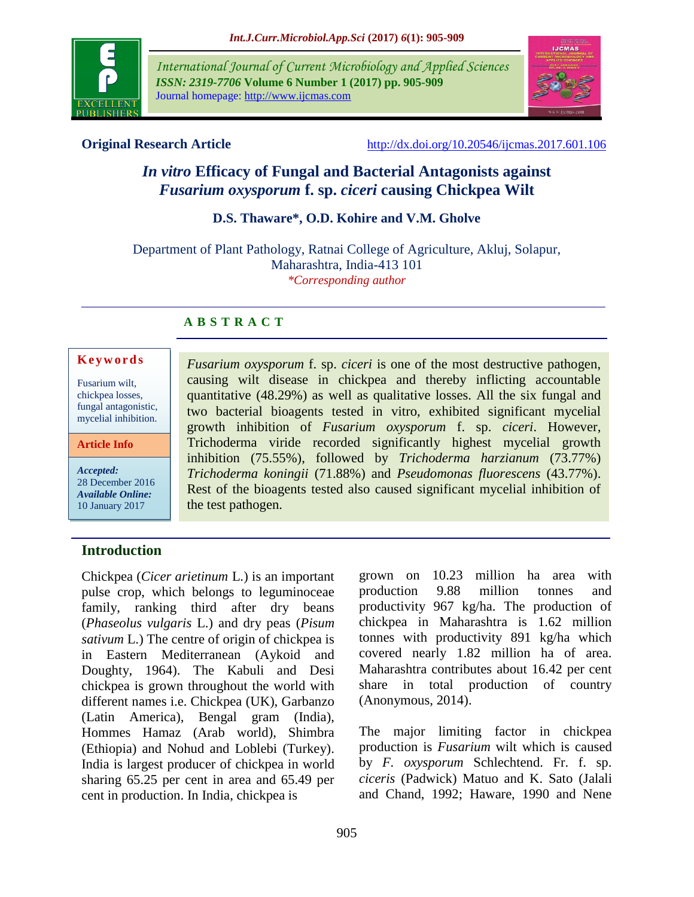**Original Research Article** http://dx.doi.org/10.20546/ijcmas.2017.601.106

# *In vitro* Efficacy of Fungal and Bacterial Antagonists against *Fusarium oxysporum* f. sp. *ciceri* causing Chickpea Wilt

**D.S. Thaware\*, O.D. Kohire and V.M. Gholve**

Department of Plant Pathology, Ratnai College of Agriculture, Akluj, Solapur, Maharashtra, India-413 101

*\*Corresponding author*

## A B S T R A C T

**Keywords**

Fusarium wilt, chickpea losses, fungal antagonistic, mycelial inhibition.

**Article Info**

***Accepted:*** 28 December 2016
***Available Online:*** 10 January 2017

*Fusarium oxysporum* f. sp. *ciceri* is one of the most destructive pathogen, causing wilt disease in chickpea and thereby inflicting accountable quantitative (48.29%) as well as qualitative losses. All the six fungal and two bacterial bioagents tested in vitro, exhibited significant mycelial growth inhibition of *Fusarium oxysporum* f. sp. *ciceri*. However, Trichoderma viride recorded significantly highest mycelial growth inhibition (75.55%), followed by *Trichoderma harzianum* (73.77%) *Trichoderma koningii* (71.88%) and *Pseudomonas fluorescens* (43.77%). Rest of the bioagents tested also caused significant mycelial inhibition of the test pathogen.

## Introduction

Chickpea (*Cicer arietinum* L.) is an important pulse crop, which belongs to leguminoceae family, ranking third after dry beans (*Phaseolus vulgaris* L.) and dry peas (*Pisum sativum* L.) The centre of origin of chickpea is in Eastern Mediterranean (Aykoid and Doughty, 1964). The Kabuli and Desi chickpea is grown throughout the world with different names i.e. Chickpea (UK), Garbanzo (Latin America), Bengal gram (India), Hommes Hamaz (Arab world), Shimbra (Ethiopia) and Nohud and Loblebi (Turkey). India is largest producer of chickpea in world sharing 65.25 per cent in area and 65.49 per cent in production. In India, chickpea is grown on 10.23 million ha area with production 9.88 million tonnes and productivity 967 kg/ha. The production of chickpea in Maharashtra is 1.62 million tonnes with productivity 891 kg/ha which covered nearly 1.82 million ha of area. Maharashtra contributes about 16.42 per cent share in total production of country (Anonymous, 2014).

The major limiting factor in chickpea production is *Fusarium* wilt which is caused by *F. oxysporum* Schlechtend. Fr. f. sp. *ciceris* (Padwick) Matuo and K. Sato (Jalali and Chand, 1992; Haware, 1990 and Nene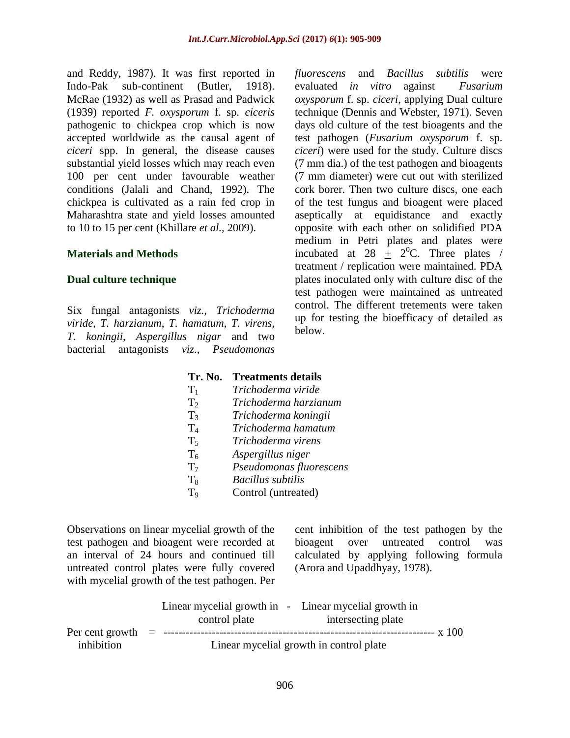and Reddy, 1987). It was first reported in Indo-Pak sub-continent (Butler, 1918). McRae (1932) as well as Prasad and Padwick (1939) reported *F. oxysporum* f. sp. *ciceris* pathogenic to chickpea crop which is now accepted worldwide as the causal agent of *ciceri* spp. In general, the disease causes substantial yield losses which may reach even 100 per cent under favourable weather conditions (Jalali and Chand, 1992). The chickpea is cultivated as a rain fed crop in Maharashtra state and yield losses amounted to 10 to 15 per cent (Khillare *et al.*, 2009).

## Materials and Methods

### Dual culture technique

Six fungal antagonists *viz., Trichoderma viride, T. harzianum, T. hamatum*, *T. virens, T. koningii, Aspergillus nigar* and two bacterial antagonists *viz*., *Pseudomonas fluorescens* and *Bacillus subtilis* were evaluated *in vitro* against *Fusarium oxysporum* f. sp. *ciceri*, applying Dual culture technique (Dennis and Webster, 1971). Seven days old culture of the test bioagents and the test pathogen (*Fusarium oxysporum* f. sp. *ciceri*) were used for the study. Culture discs (7 mm dia.) of the test pathogen and bioagents (7 mm diameter) were cut out with sterilized cork borer. Then two culture discs, one each of the test fungus and bioagent were placed aseptically at equidistance and exactly opposite with each other on solidified PDA medium in Petri plates and plates were incubated at 28 $\pm$ $2^0$C. Three plates / treatment / replication were maintained. PDA plates inoculated only with culture disc of the test pathogen were maintained as untreated control. The different tretements were taken up for testing the bioefficacy of detailed as below.

| Tr. No. | Treatments details |
|---|---|
| $T_1$ | *Trichoderma viride* |
| $T_2$ | *Trichoderma harzianum* |
| $T_3$ | *Trichoderma koningii* |
| $T_4$ | *Trichoderma hamatum* |
| $T_5$ | *Trichoderma virens* |
| $T_6$ | *Aspergillus niger* |
| $T_7$ | *Pseudomonas fluorescens* |
| $T_8$ | *Bacillus subtilis* |
| $T_9$ | Control (untreated) |

Observations on linear mycelial growth of the test pathogen and bioagent were recorded at an interval of 24 hours and continued till untreated control plates were fully covered with mycelial growth of the test pathogen. Per cent inhibition of the test pathogen by the bioagent over untreated control was calculated by applying following formula (Arora and Upaddhyay, 1978).

$$\text{Per cent growth inhibition} = \frac{\text{Linear mycelial growth in control plate} - \text{Linear mycelial growth in intersecting plate}}{\text{Linear mycelial growth in control plate}} \times 100$$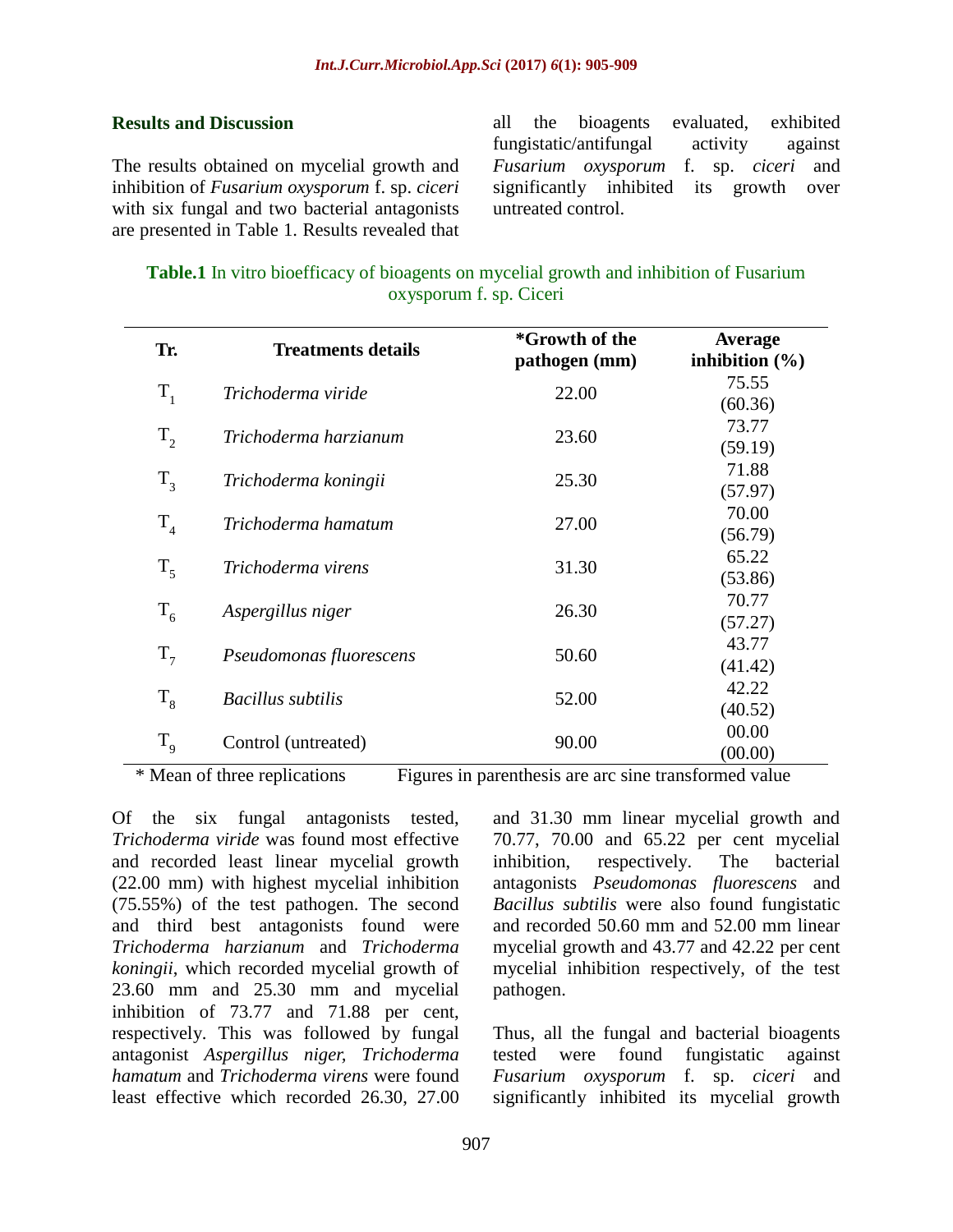## Results and Discussion

The results obtained on mycelial growth and inhibition of *Fusarium oxysporum* f. sp. *ciceri* with six fungal and two bacterial antagonists are presented in Table 1. Results revealed that all the bioagents evaluated, exhibited fungistatic/antifungal activity against *Fusarium oxysporum* f. sp. *ciceri* and significantly inhibited its growth over untreated control.

**Table.1** In vitro bioefficacy of bioagents on mycelial growth and inhibition of Fusarium oxysporum f. sp. Ciceri

| Tr. | Treatments details | *Growth of the pathogen (mm) | Average inhibition (%) |
|---|---|---|---|
| $T_1$ | *Trichoderma viride* | 22.00 | 75.55 (60.36) |
| $T_2$ | *Trichoderma harzianum* | 23.60 | 73.77 (59.19) |
| $T_3$ | *Trichoderma koningii* | 25.30 | 71.88 (57.97) |
| $T_4$ | *Trichoderma hamatum* | 27.00 | 70.00 (56.79) |
| $T_5$ | *Trichoderma virens* | 31.30 | 65.22 (53.86) |
| $T_6$ | *Aspergillus niger* | 26.30 | 70.77 (57.27) |
| $T_7$ | *Pseudomonas fluorescens* | 50.60 | 43.77 (41.42) |
| $T_8$ | *Bacillus subtilis* | 52.00 | 42.22 (40.52) |
| $T_9$ | Control (untreated) | 90.00 | 00.00 (00.00) |

\* Mean of three replications     Figures in parenthesis are arc sine transformed value

Of the six fungal antagonists tested, *Trichoderma viride* was found most effective and recorded least linear mycelial growth (22.00 mm) with highest mycelial inhibition (75.55%) of the test pathogen. The second and third best antagonists found were *Trichoderma harzianum* and *Trichoderma koningii*, which recorded mycelial growth of 23.60 mm and 25.30 mm and mycelial inhibition of 73.77 and 71.88 per cent, respectively. This was followed by fungal antagonist *Aspergillus niger, Trichoderma hamatum* and *Trichoderma virens* were found least effective which recorded 26.30, 27.00 and 31.30 mm linear mycelial growth and 70.77, 70.00 and 65.22 per cent mycelial inhibition, respectively. The bacterial antagonists *Pseudomonas fluorescens* and *Bacillus subtilis* were also found fungistatic and recorded 50.60 mm and 52.00 mm linear mycelial growth and 43.77 and 42.22 per cent mycelial inhibition respectively, of the test pathogen.

Thus, all the fungal and bacterial bioagents tested were found fungistatic against *Fusarium oxysporum* f. sp. *ciceri* and significantly inhibited its mycelial growth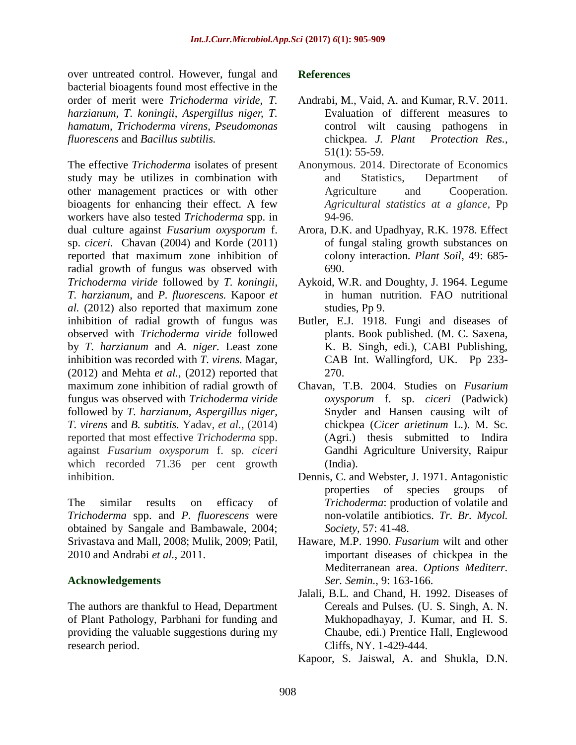over untreated control. However, fungal and bacterial bioagents found most effective in the order of merit were *Trichoderma viride*, *T. harzianum*, *T. koningii*, *Aspergillus niger, T. hamatum, Trichoderma virens*, *Pseudomonas fluorescens* and *Bacillus subtilis.*

The effective *Trichoderma* isolates of present study may be utilizes in combination with other management practices or with other bioagents for enhancing their effect. A few workers have also tested *Trichoderma* spp. in dual culture against *Fusarium oxysporum* f. sp. *ciceri.* Chavan (2004) and Korde (2011) reported that maximum zone inhibition of radial growth of fungus was observed with *Trichoderma viride* followed by *T. koningii*, *T. harzianum*, and *P. fluorescens.* Kapoor *et al.* (2012) also reported that maximum zone inhibition of radial growth of fungus was observed with *Trichoderma viride* followed by *T. harzianum* and *A. niger.* Least zone inhibition was recorded with *T. virens*. Magar, (2012) and Mehta *et al.,* (2012) reported that maximum zone inhibition of radial growth of fungus was observed with *Trichoderma viride* followed by *T. harzianum*, *Aspergillus niger, T. virens* and *B. subtitis.* Yadav, *et al.,* (2014) reported that most effective *Trichoderma* spp. against *Fusarium oxysporum* f. sp. *ciceri* which recorded 71.36 per cent growth inhibition.

The similar results on efficacy of *Trichoderma* spp. and *P. fluorescens* were obtained by Sangale and Bambawale, 2004; Srivastava and Mall, 2008; Mulik, 2009; Patil, 2010 and Andrabi *et al.,* 2011.

## Acknowledgements

The authors are thankful to Head, Department of Plant Pathology, Parbhani for funding and providing the valuable suggestions during my research period.

## References

Andrabi, M., Vaid, A. and Kumar, R.V. 2011. Evaluation of different measures to control wilt causing pathogens in chickpea. *J. Plant Protection Res.,* 51(1): 55-59.

Anonymous. 2014. Directorate of Economics and Statistics, Department of Agriculture and Cooperation. *Agricultural statistics at a glance*, Pp 94-96.

Arora, D.K. and Upadhyay, R.K. 1978. Effect of fungal staling growth substances on colony interaction. *Plant Soil,* 49: 685-690.

Aykoid, W.R. and Doughty, J. 1964. Legume in human nutrition. FAO nutritional studies, Pp 9.

Butler, E.J. 1918. Fungi and diseases of plants. Book published. (M. C. Saxena, K. B. Singh, edi.), CABI Publishing, CAB Int. Wallingford, UK. Pp 233-270.

Chavan, T.B. 2004. Studies on *Fusarium oxysporum* f. sp. *ciceri* (Padwick) Snyder and Hansen causing wilt of chickpea (*Cicer arietinum* L.). M. Sc. (Agri.) thesis submitted to Indira Gandhi Agriculture University, Raipur (India).

Dennis, C. and Webster, J. 1971. Antagonistic properties of species groups of *Trichoderma*: production of volatile and non-volatile antibiotics. *Tr. Br. Mycol. Society*, 57: 41-48.

Haware, M.P. 1990. *Fusarium* wilt and other important diseases of chickpea in the Mediterranean area. *Options Mediterr. Ser. Semin.*, 9: 163-166.

Jalali, B.L. and Chand, H. 1992. Diseases of Cereals and Pulses. (U. S. Singh, A. N. Mukhopadhayay, J. Kumar, and H. S. Chaube, edi.) Prentice Hall, Englewood Cliffs, NY. 1-429-444.

Kapoor, S. Jaiswal, A. and Shukla, D.N.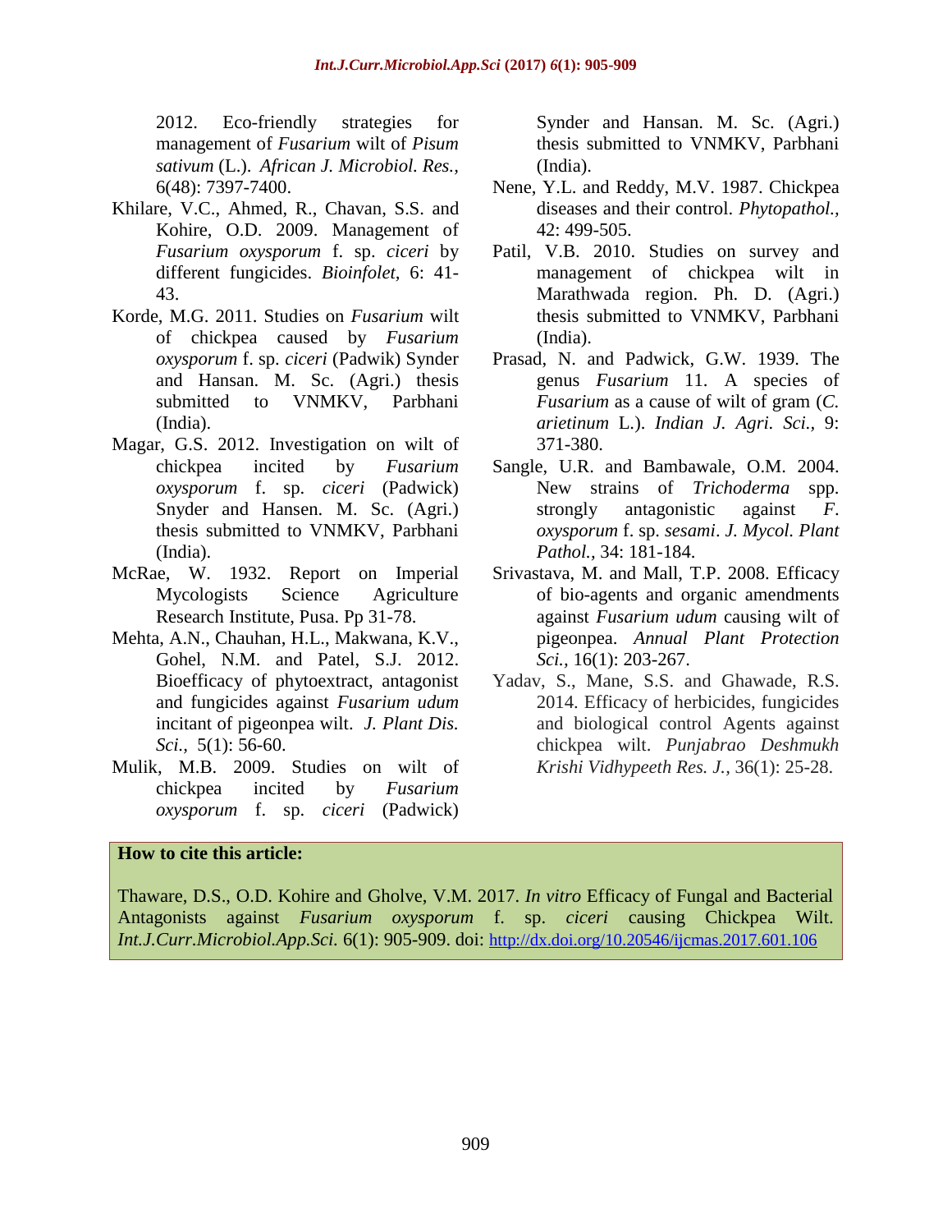2012. Eco-friendly strategies for management of *Fusarium* wilt of *Pisum sativum* (L.). *African J. Microbiol. Res.,* 6(48): 7397-7400.

Khilare, V.C., Ahmed, R., Chavan, S.S. and Kohire, O.D. 2009. Management of *Fusarium oxysporum* f. sp. *ciceri* by different fungicides. *Bioinfolet,* 6: 41-43.

Korde, M.G. 2011. Studies on *Fusarium* wilt of chickpea caused by *Fusarium oxysporum* f. sp. *ciceri* (Padwik) Synder and Hansan. M. Sc. (Agri.) thesis submitted to VNMKV, Parbhani (India).

Magar, G.S. 2012. Investigation on wilt of chickpea incited by *Fusarium oxysporum* f. sp. *ciceri* (Padwick) Snyder and Hansen. M. Sc. (Agri.) thesis submitted to VNMKV, Parbhani (India).

McRae, W. 1932. Report on Imperial Mycologists Science Agriculture Research Institute, Pusa. Pp 31-78.

Mehta, A.N., Chauhan, H.L., Makwana, K.V., Gohel, N.M. and Patel, S.J. 2012. Bioefficacy of phytoextract, antagonist and fungicides against *Fusarium udum* incitant of pigeonpea wilt. *J. Plant Dis. Sci.,* 5(1): 56-60.

Mulik, M.B. 2009. Studies on wilt of chickpea incited by *Fusarium oxysporum* f. sp. *ciceri* (Padwick) Synder and Hansan. M. Sc. (Agri.) thesis submitted to VNMKV, Parbhani (India).

Nene, Y.L. and Reddy, M.V. 1987. Chickpea diseases and their control. *Phytopathol.,* 42: 499-505.

Patil, V.B. 2010. Studies on survey and management of chickpea wilt in Marathwada region. Ph. D. (Agri.) thesis submitted to VNMKV, Parbhani (India).

Prasad, N. and Padwick, G.W. 1939. The genus *Fusarium* 11. A species of *Fusarium* as a cause of wilt of gram (*C. arietinum* L.). *Indian J. Agri. Sci.,* 9: 371-380.

Sangle, U.R. and Bambawale, O.M. 2004. New strains of *Trichoderma* spp. strongly antagonistic against *F. oxysporum* f. sp. *sesami*. *J. Mycol. Plant Pathol.,* 34: 181-184.

Srivastava, M. and Mall, T.P. 2008. Efficacy of bio-agents and organic amendments against *Fusarium udum* causing wilt of pigeonpea. *Annual Plant Protection Sci.,* 16(1): 203-267.

Yadav, S., Mane, S.S. and Ghawade, R.S. 2014. Efficacy of herbicides, fungicides and biological control Agents against chickpea wilt. *Punjabrao Deshmukh Krishi Vidhypeeth Res. J.,* 36(1): 25-28.

**How to cite this article:**

Thaware, D.S., O.D. Kohire and Gholve, V.M. 2017. *In vitro* Efficacy of Fungal and Bacterial Antagonists against *Fusarium oxysporum* f. sp. *ciceri* causing Chickpea Wilt. *Int.J.Curr.Microbiol.App.Sci.* 6(1): 905-909. doi: http://dx.doi.org/10.20546/ijcmas.2017.601.106